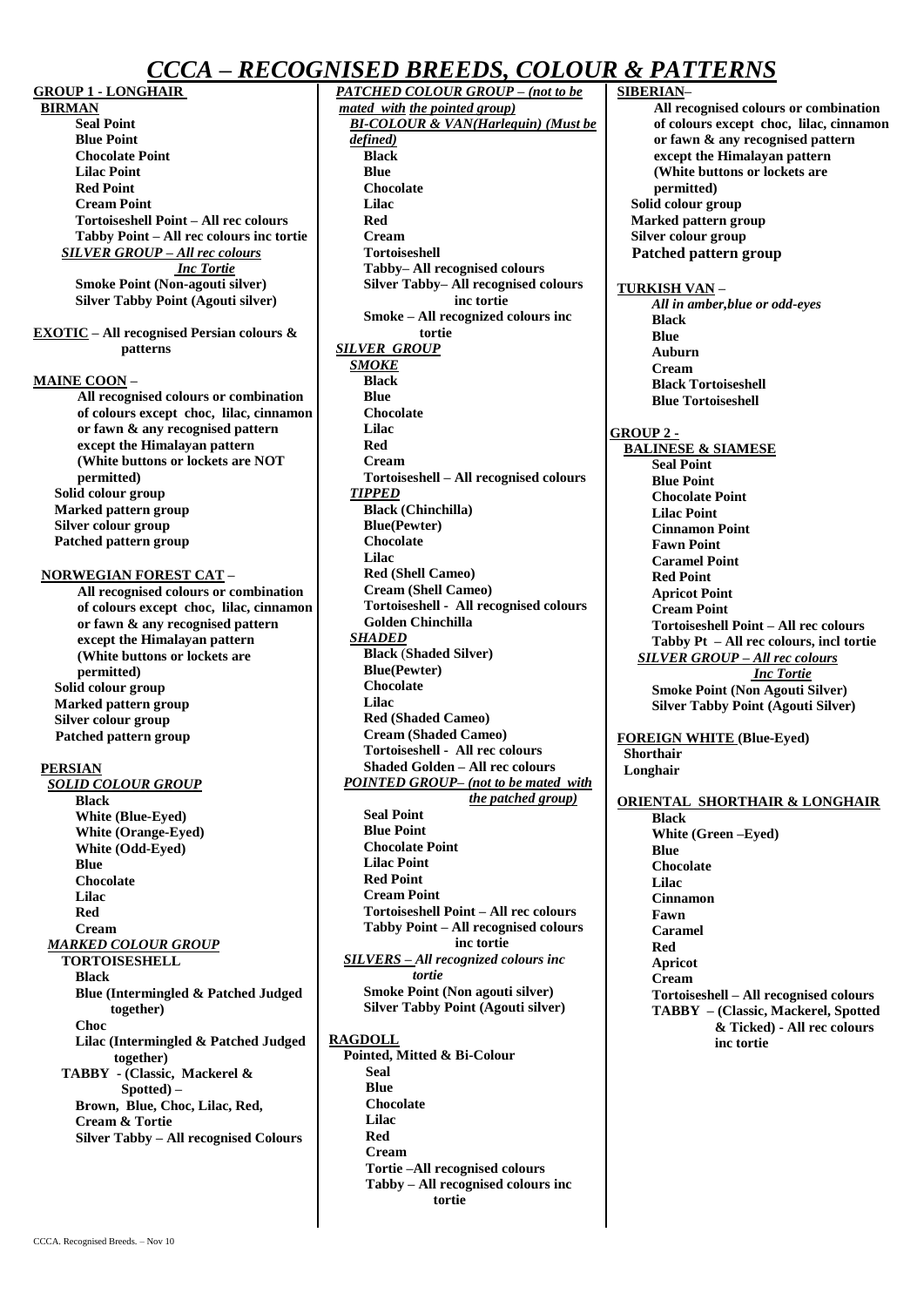# CCCA – RECOGNISED BREEDS, COLOUR & PATTERNS

**GROUP 1 - LONGHAIR**

**BIRMAN**
- **Seal Point**
- **Blue Point**
- **Chocolate Point**
- **Lilac Point**
- **Red Point**
- **Cream Point**
- **Tortoiseshell Point – All rec colours**
- **Tabby Point – All rec colours inc tortie**

***SILVER GROUP – All rec colours Inc Tortie***
- **Smoke Point (Non-agouti silver)**
- **Silver Tabby Point (Agouti silver)**

**EXOTIC – All recognised Persian colours & patterns**

**MAINE COON –**

**All recognised colours or combination of colours except choc, lilac, cinnamon or fawn & any recognised pattern except the Himalayan pattern (White buttons or lockets are NOT permitted)**
- **Solid colour group**
- **Marked pattern group**
- **Silver colour group**
- **Patched pattern group**

**NORWEGIAN FOREST CAT –**

**All recognised colours or combination of colours except choc, lilac, cinnamon or fawn & any recognised pattern except the Himalayan pattern (White buttons or lockets are permitted)**
- **Solid colour group**
- **Marked pattern group**
- **Silver colour group**
- **Patched pattern group**

**PERSIAN**

***SOLID COLOUR GROUP***
- **Black**
- **White (Blue-Eyed)**
- **White (Orange-Eyed)**
- **White (Odd-Eyed)**
- **Blue**
- **Chocolate**
- **Lilac**
- **Red**
- **Cream**

***MARKED COLOUR GROUP***

**TORTOISESHELL**
- **Black**
- **Blue (Intermingled & Patched Judged together)**
- **Choc**
- **Lilac (Intermingled & Patched Judged together)**

**TABBY - (Classic, Mackerel & Spotted) –**
- **Brown, Blue, Choc, Lilac, Red, Cream & Tortie**
- **Silver Tabby – All recognised Colours**

***PATCHED COLOUR GROUP – (not to be mated with the pointed group)***

***BI-COLOUR & VAN(Harlequin) (Must be defined)***
- **Black**
- **Blue**
- **Chocolate**
- **Lilac**
- **Red**
- **Cream**
- **Tortoiseshell**
- **Tabby– All recognised colours**
- **Silver Tabby– All recognised colours inc tortie**
- **Smoke – All recognized colours inc tortie**

***SILVER GROUP***

***SMOKE***
- **Black**
- **Blue**
- **Chocolate**
- **Lilac**
- **Red**
- **Cream**
- **Tortoiseshell – All recognised colours**

***TIPPED***
- **Black (Chinchilla)**
- **Blue(Pewter)**
- **Chocolate**
- **Lilac**
- **Red (Shell Cameo)**
- **Cream (Shell Cameo)**
- **Tortoiseshell - All recognised colours**
- **Golden Chinchilla**

***SHADED***
- **Black (Shaded Silver)**
- **Blue(Pewter)**
- **Chocolate**
- **Lilac**
- **Red (Shaded Cameo)**
- **Cream (Shaded Cameo)**
- **Tortoiseshell - All rec colours**
- **Shaded Golden – All rec colours**

***POINTED GROUP– (not to be mated with the patched group)***
- **Seal Point**
- **Blue Point**
- **Chocolate Point**
- **Lilac Point**
- **Red Point**
- **Cream Point**
- **Tortoiseshell Point – All rec colours**
- **Tabby Point – All recognised colours inc tortie**

***SILVERS – All recognized colours inc tortie***
- **Smoke Point (Non agouti silver)**
- **Silver Tabby Point (Agouti silver)**

**RAGDOLL**

**Pointed, Mitted & Bi-Colour**
- **Seal**
- **Blue**
- **Chocolate**
- **Lilac**
- **Red**
- **Cream**
- **Tortie –All recognised colours**
- **Tabby – All recognised colours inc tortie**

**SIBERIAN–**

**All recognised colours or combination of colours except choc, lilac, cinnamon or fawn & any recognised pattern except the Himalayan pattern (White buttons or lockets are permitted)**
- **Solid colour group**
- **Marked pattern group**
- **Silver colour group**
- **Patched pattern group**

**TURKISH VAN –**

***All in amber,blue or odd-eyes***
- **Black**
- **Blue**
- **Auburn**
- **Cream**
- **Black Tortoiseshell**
- **Blue Tortoiseshell**

**GROUP 2 -**

**BALINESE & SIAMESE**
- **Seal Point**
- **Blue Point**
- **Chocolate Point**
- **Lilac Point**
- **Cinnamon Point**
- **Fawn Point**
- **Caramel Point**
- **Red Point**
- **Apricot Point**
- **Cream Point**
- **Tortoiseshell Point – All rec colours**
- **Tabby Pt – All rec colours, incl tortie**

***SILVER GROUP – All rec colours Inc Tortie***
- **Smoke Point (Non Agouti Silver)**
- **Silver Tabby Point (Agouti Silver)**

**FOREIGN WHITE (Blue-Eyed)**
- **Shorthair**
- **Longhair**

**ORIENTAL SHORTHAIR & LONGHAIR**
- **Black**
- **White (Green –Eyed)**
- **Blue**
- **Chocolate**
- **Lilac**
- **Cinnamon**
- **Fawn**
- **Caramel**
- **Red**
- **Apricot**
- **Cream**
- **Tortoiseshell – All recognised colours**
- **TABBY – (Classic, Mackerel, Spotted & Ticked) - All rec colours inc tortie**

CCCA. Recognised Breeds. – Nov 10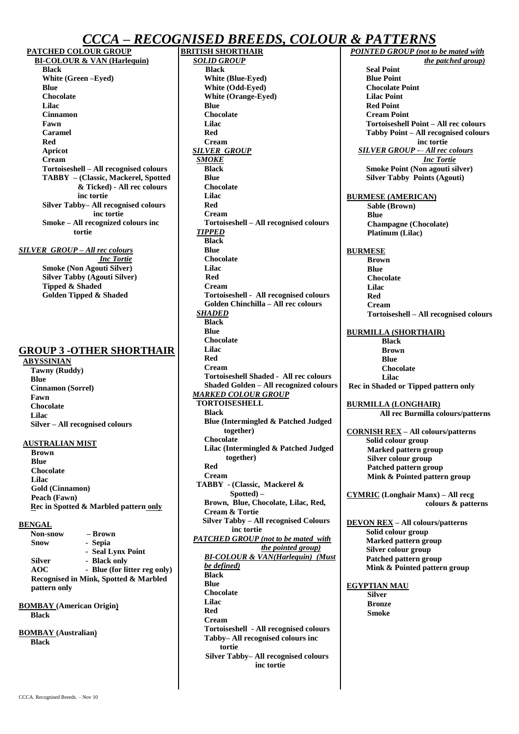# CCCA – RECOGNISED BREEDS, COLOUR & PATTERNS

**PATCHED COLOUR GROUP**

**BI-COLOUR & VAN (Harlequin)**

- Black
- White (Green –Eyed)
- Blue
- Chocolate
- Lilac
- Cinnamon
- Fawn
- Caramel
- Red
- Apricot
- Cream
- Tortoiseshell – All recognised colours
- TABBY – (Classic, Mackerel, Spotted & Ticked) - All rec colours inc tortie
- Silver Tabby– All recognised colours inc tortie
- Smoke – All recognized colours inc tortie

***SILVER GROUP – All rec colours Inc Tortie***

- Smoke (Non Agouti Silver)
- Silver Tabby (Agouti Silver)
- Tipped & Shaded
- Golden Tipped & Shaded

## GROUP 3 -OTHER SHORTHAIR

**ABYSSINIAN**

- Tawny (Ruddy)
- Blue
- Cinnamon (Sorrel)
- Fawn
- Chocolate
- Lilac
- Silver – All recognised colours

**AUSTRALIAN MIST**

- Brown
- Blue
- Chocolate
- Lilac
- Gold (Cinnamon)
- Peach (Fawn)

Rec in Spotted & Marbled pattern only

**BENGAL**

| | |
|---|---|
| Non-snow | – Brown |
| Snow | - Sepia |
| | - Seal Lynx Point |
| Silver | - Black only |
| AOC | - Blue (for litter reg only) |

Recognised in Mink, Spotted & Marbled pattern only

**BOMBAY (American Origin)**

- Black

**BOMBAY (Australian)**

- Black

**BRITISH SHORTHAIR**

***SOLID GROUP***

- Black
- White (Blue-Eyed)
- White (Odd-Eyed)
- White (Orange-Eyed)
- Blue
- Chocolate
- Lilac
- Red
- Cream

***SILVER GROUP***

***SMOKE***

- Black
- Blue
- Chocolate
- Lilac
- Red
- Cream
- Tortoiseshell – All recognised colours

***TIPPED***

- Black
- Blue
- Chocolate
- Lilac
- Red
- Cream
- Tortoiseshell - All recognised colours
- Golden Chinchilla – All rec colours

***SHADED***

- Black
- Blue
- Chocolate
- Lilac
- Red
- Cream
- Tortoiseshell Shaded - All rec colours
- Shaded Golden – All recognized colours

***MARKED COLOUR GROUP***

**TORTOISESHELL**

- Black
- Blue (Intermingled & Patched Judged together)
- Chocolate
- Lilac (Intermingled & Patched Judged together)
- Red
- Cream

**TABBY - (Classic, Mackerel & Spotted) –**

- Brown, Blue, Chocolate, Lilac, Red, Cream & Tortie
- Silver Tabby – All recognised Colours inc tortie

***PATCHED GROUP (not to be mated with the pointed group)***

***BI-COLOUR & VAN(Harlequin) (Must be defined)***

- Black
- Blue
- Chocolate
- Lilac
- Red
- Cream
- Tortoiseshell - All recognised colours
- Tabby– All recognised colours inc tortie
- Silver Tabby– All recognised colours inc tortie

***POINTED GROUP (not to be mated with the patched group)***

- Seal Point
- Blue Point
- Chocolate Point
- Lilac Point
- Red Point
- Cream Point
- Tortoiseshell Point – All rec colours
- Tabby Point – All recognised colours inc tortie

***SILVER GROUP -– All rec colours Inc Tortie***

- Smoke Point (Non agouti silver)
- Silver Tabby Points (Agouti)

**BURMESE (AMERICAN)**

- Sable (Brown)
- Blue
- Champagne (Chocolate)
- Platinum (Lilac)

**BURMESE**

- Brown
- Blue
- Chocolate
- Lilac
- Red
- Cream
- Tortoiseshell – All recognised colours

**BURMILLA (SHORTHAIR)**

- Black
- Brown
- Blue
- Chocolate
- Lilac

Rec in Shaded or Tipped pattern only

**BURMILLA (LONGHAIR)**

- All rec Burmilla colours/patterns

**CORNISH REX – All colours/patterns**

- Solid colour group
- Marked pattern group
- Silver colour group
- Patched pattern group
- Mink & Pointed pattern group

**CYMRIC (Longhair Manx) – All recg colours & patterns**

**DEVON REX – All colours/patterns**

- Solid colour group
- Marked pattern group
- Silver colour group
- Patched pattern group
- Mink & Pointed pattern group

**EGYPTIAN MAU**

- Silver
- Bronze
- Smoke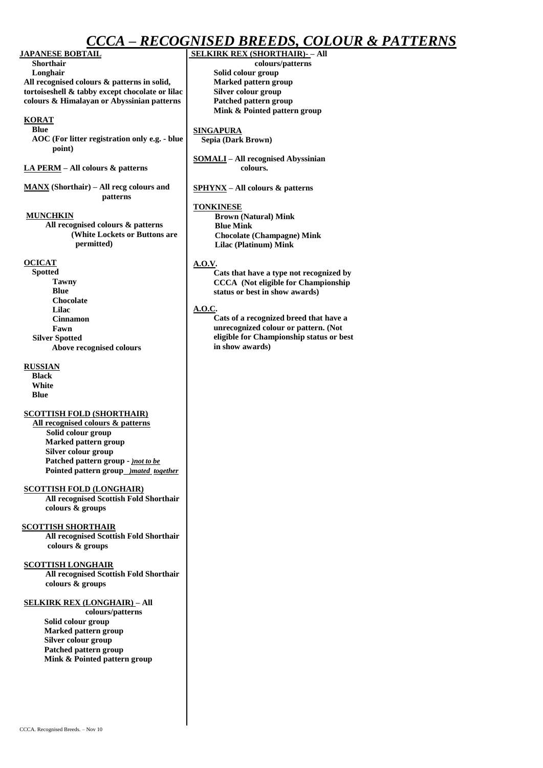# *CCCA – RECOGNISED BREEDS, COLOUR & PATTERNS*

**JAPANESE BOBTAIL**

**Shorthair**
**Longhair**
**All recognised colours & patterns in solid, tortoiseshell & tabby except chocolate or lilac colours & Himalayan or Abyssinian patterns**

**KORAT**

**Blue**
**AOC (For litter registration only e.g. - blue point)**

**LA PERM – All colours & patterns**

**MANX (Shorthair) – All recg colours and patterns**

**MUNCHKIN**

**All recognised colours & patterns (White Lockets or Buttons are permitted)**

**OCICAT**

**Spotted**
- **Tawny**
- **Blue**
- **Chocolate**
- **Lilac**
- **Cinnamon**
- **Fawn**

**Silver Spotted**
- **Above recognised colours**

**RUSSIAN**

**Black**
**White**
**Blue**

**SCOTTISH FOLD (SHORTHAIR)**

**All recognised colours & patterns**
- **Solid colour group**
- **Marked pattern group**
- **Silver colour group**
- **Patched pattern group - *)not to be***
- **Pointed pattern group *)mated together***

**SCOTTISH FOLD (LONGHAIR)**

**All recognised Scottish Fold Shorthair colours & groups**

**SCOTTISH SHORTHAIR**

**All recognised Scottish Fold Shorthair colours & groups**

**SCOTTISH LONGHAIR**

**All recognised Scottish Fold Shorthair colours & groups**

**SELKIRK REX (LONGHAIR) – All colours/patterns**
- **Solid colour group**
- **Marked pattern group**
- **Silver colour group**
- **Patched pattern group**
- **Mink & Pointed pattern group**

**SELKIRK REX (SHORTHAIR)- – All colours/patterns**
- **Solid colour group**
- **Marked pattern group**
- **Silver colour group**
- **Patched pattern group**
- **Mink & Pointed pattern group**

**SINGAPURA**

**Sepia (Dark Brown)**

**SOMALI – All recognised Abyssinian colours.**

**SPHYNX – All colours & patterns**

**TONKINESE**

**Brown (Natural) Mink**
**Blue Mink**
**Chocolate (Champagne) Mink**
**Lilac (Platinum) Mink**

**A.O.V.**

**Cats that have a type not recognized by CCCA (Not eligible for Championship status or best in show awards)**

**A.O.C.**

**Cats of a recognized breed that have a unrecognized colour or pattern. (Not eligible for Championship status or best in show awards)**